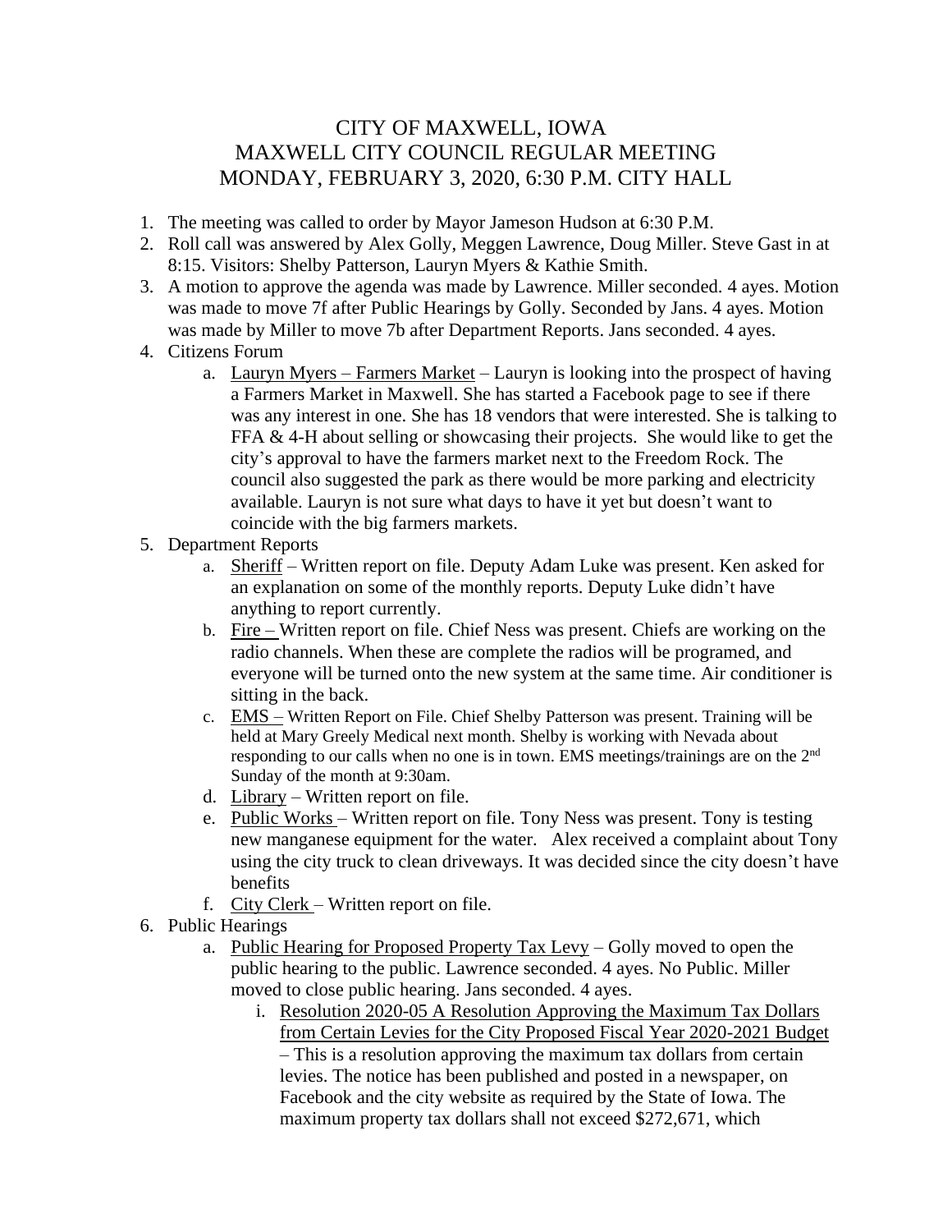# CITY OF MAXWELL, IOWA
# MAXWELL CITY COUNCIL REGULAR MEETING
# MONDAY, FEBRUARY 3, 2020, 6:30 P.M. CITY HALL

1. The meeting was called to order by Mayor Jameson Hudson at 6:30 P.M.
2. Roll call was answered by Alex Golly, Meggen Lawrence, Doug Miller. Steve Gast in at 8:15. Visitors: Shelby Patterson, Lauryn Myers & Kathie Smith.
3. A motion to approve the agenda was made by Lawrence. Miller seconded. 4 ayes. Motion was made to move 7f after Public Hearings by Golly. Seconded by Jans. 4 ayes. Motion was made by Miller to move 7b after Department Reports. Jans seconded. 4 ayes.
4. Citizens Forum
   a. Lauryn Myers – Farmers Market – Lauryn is looking into the prospect of having a Farmers Market in Maxwell. She has started a Facebook page to see if there was any interest in one. She has 18 vendors that were interested. She is talking to FFA & 4-H about selling or showcasing their projects. She would like to get the city's approval to have the farmers market next to the Freedom Rock. The council also suggested the park as there would be more parking and electricity available. Lauryn is not sure what days to have it yet but doesn't want to coincide with the big farmers markets.
5. Department Reports
   a. Sheriff – Written report on file. Deputy Adam Luke was present. Ken asked for an explanation on some of the monthly reports. Deputy Luke didn't have anything to report currently.
   b. Fire – Written report on file. Chief Ness was present. Chiefs are working on the radio channels. When these are complete the radios will be programed, and everyone will be turned onto the new system at the same time. Air conditioner is sitting in the back.
   c. EMS – Written Report on File. Chief Shelby Patterson was present. Training will be held at Mary Greely Medical next month. Shelby is working with Nevada about responding to our calls when no one is in town. EMS meetings/trainings are on the 2nd Sunday of the month at 9:30am.
   d. Library – Written report on file.
   e. Public Works – Written report on file. Tony Ness was present. Tony is testing new manganese equipment for the water. Alex received a complaint about Tony using the city truck to clean driveways. It was decided since the city doesn't have benefits
   f. City Clerk – Written report on file.
6. Public Hearings
   a. Public Hearing for Proposed Property Tax Levy – Golly moved to open the public hearing to the public. Lawrence seconded. 4 ayes. No Public. Miller moved to close public hearing. Jans seconded. 4 ayes.
      i. Resolution 2020-05 A Resolution Approving the Maximum Tax Dollars from Certain Levies for the City Proposed Fiscal Year 2020-2021 Budget – This is a resolution approving the maximum tax dollars from certain levies. The notice has been published and posted in a newspaper, on Facebook and the city website as required by the State of Iowa. The maximum property tax dollars shall not exceed $272,671, which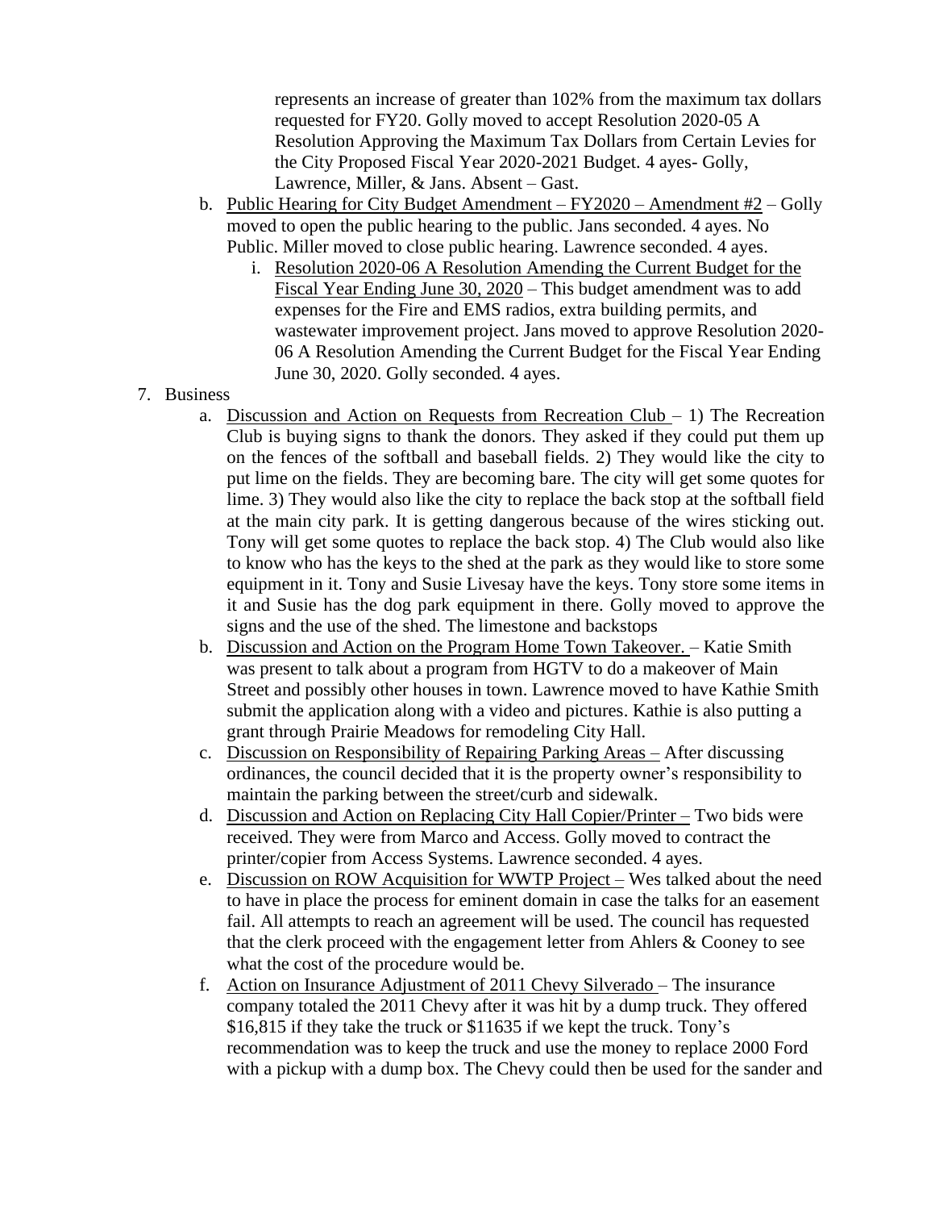represents an increase of greater than 102% from the maximum tax dollars requested for FY20. Golly moved to accept Resolution 2020-05 A Resolution Approving the Maximum Tax Dollars from Certain Levies for the City Proposed Fiscal Year 2020-2021 Budget. 4 ayes- Golly, Lawrence, Miller, & Jans. Absent – Gast.

b. Public Hearing for City Budget Amendment – FY2020 – Amendment #2 – Golly moved to open the public hearing to the public. Jans seconded. 4 ayes. No Public. Miller moved to close public hearing. Lawrence seconded. 4 ayes.
   i. Resolution 2020-06 A Resolution Amending the Current Budget for the Fiscal Year Ending June 30, 2020 – This budget amendment was to add expenses for the Fire and EMS radios, extra building permits, and wastewater improvement project. Jans moved to approve Resolution 2020-06 A Resolution Amending the Current Budget for the Fiscal Year Ending June 30, 2020. Golly seconded. 4 ayes.

7. Business
   a. Discussion and Action on Requests from Recreation Club – 1) The Recreation Club is buying signs to thank the donors. They asked if they could put them up on the fences of the softball and baseball fields. 2) They would like the city to put lime on the fields. They are becoming bare. The city will get some quotes for lime. 3) They would also like the city to replace the back stop at the softball field at the main city park. It is getting dangerous because of the wires sticking out. Tony will get some quotes to replace the back stop. 4) The Club would also like to know who has the keys to the shed at the park as they would like to store some equipment in it. Tony and Susie Livesay have the keys. Tony store some items in it and Susie has the dog park equipment in there. Golly moved to approve the signs and the use of the shed. The limestone and backstops
   b. Discussion and Action on the Program Home Town Takeover. – Katie Smith was present to talk about a program from HGTV to do a makeover of Main Street and possibly other houses in town. Lawrence moved to have Kathie Smith submit the application along with a video and pictures. Kathie is also putting a grant through Prairie Meadows for remodeling City Hall.
   c. Discussion on Responsibility of Repairing Parking Areas – After discussing ordinances, the council decided that it is the property owner's responsibility to maintain the parking between the street/curb and sidewalk.
   d. Discussion and Action on Replacing City Hall Copier/Printer – Two bids were received. They were from Marco and Access. Golly moved to contract the printer/copier from Access Systems. Lawrence seconded. 4 ayes.
   e. Discussion on ROW Acquisition for WWTP Project – Wes talked about the need to have in place the process for eminent domain in case the talks for an easement fail. All attempts to reach an agreement will be used. The council has requested that the clerk proceed with the engagement letter from Ahlers & Cooney to see what the cost of the procedure would be.
   f. Action on Insurance Adjustment of 2011 Chevy Silverado – The insurance company totaled the 2011 Chevy after it was hit by a dump truck. They offered \$16,815 if they take the truck or \$11635 if we kept the truck. Tony's recommendation was to keep the truck and use the money to replace 2000 Ford with a pickup with a dump box. The Chevy could then be used for the sander and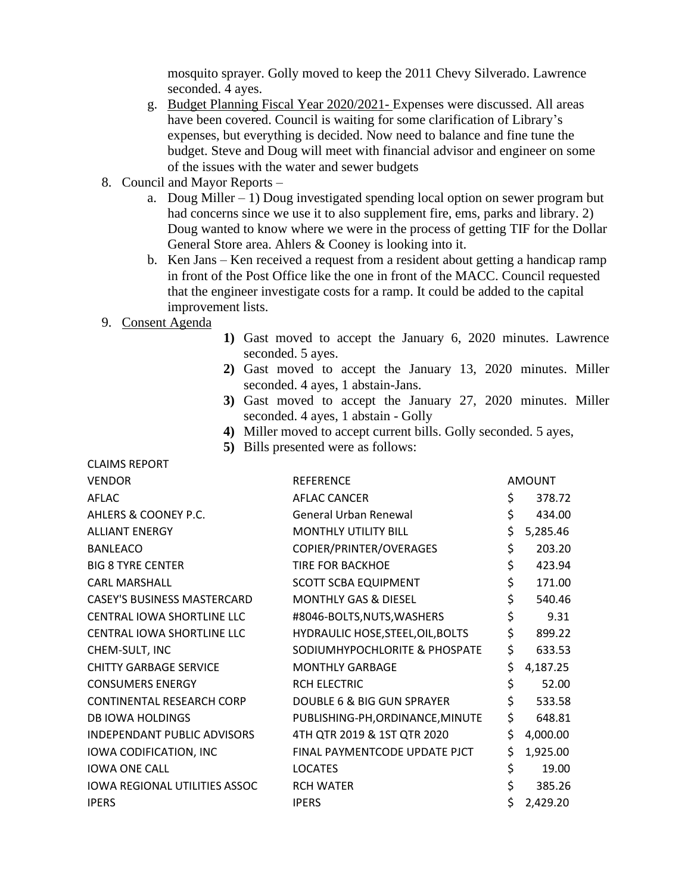mosquito sprayer. Golly moved to keep the 2011 Chevy Silverado. Lawrence seconded. 4 ayes.

g. Budget Planning Fiscal Year 2020/2021- Expenses were discussed. All areas have been covered. Council is waiting for some clarification of Library's expenses, but everything is decided. Now need to balance and fine tune the budget. Steve and Doug will meet with financial advisor and engineer on some of the issues with the water and sewer budgets

8. Council and Mayor Reports –
   a. Doug Miller – 1) Doug investigated spending local option on sewer program but had concerns since we use it to also supplement fire, ems, parks and library. 2) Doug wanted to know where we were in the process of getting TIF for the Dollar General Store area. Ahlers & Cooney is looking into it.
   b. Ken Jans – Ken received a request from a resident about getting a handicap ramp in front of the Post Office like the one in front of the MACC. Council requested that the engineer investigate costs for a ramp. It could be added to the capital improvement lists.

9. Consent Agenda

**1)** Gast moved to accept the January 6, 2020 minutes. Lawrence seconded. 5 ayes.

**2)** Gast moved to accept the January 13, 2020 minutes. Miller seconded. 4 ayes, 1 abstain-Jans.

**3)** Gast moved to accept the January 27, 2020 minutes. Miller seconded. 4 ayes, 1 abstain - Golly

**4)** Miller moved to accept current bills. Golly seconded. 5 ayes,

**5)** Bills presented were as follows:

CLAIMS REPORT

| VENDOR | REFERENCE | AMOUNT |
|---|---|---|
| AFLAC | AFLAC CANCER | $ 378.72 |
| AHLERS & COONEY P.C. | General Urban Renewal | $ 434.00 |
| ALLIANT ENERGY | MONTHLY UTILITY BILL | $ 5,285.46 |
| BANLEACO | COPIER/PRINTER/OVERAGES | $ 203.20 |
| BIG 8 TYRE CENTER | TIRE FOR BACKHOE | $ 423.94 |
| CARL MARSHALL | SCOTT SCBA EQUIPMENT | $ 171.00 |
| CASEY'S BUSINESS MASTERCARD | MONTHLY GAS & DIESEL | $ 540.46 |
| CENTRAL IOWA SHORTLINE LLC | #8046-BOLTS,NUTS,WASHERS | $ 9.31 |
| CENTRAL IOWA SHORTLINE LLC | HYDRAULIC HOSE,STEEL,OIL,BOLTS | $ 899.22 |
| CHEM-SULT, INC | SODIUMHYPOCHLORITE & PHOSPATE | $ 633.53 |
| CHITTY GARBAGE SERVICE | MONTHLY GARBAGE | $ 4,187.25 |
| CONSUMERS ENERGY | RCH ELECTRIC | $ 52.00 |
| CONTINENTAL RESEARCH CORP | DOUBLE 6 & BIG GUN SPRAYER | $ 533.58 |
| DB IOWA HOLDINGS | PUBLISHING-PH,ORDINANCE,MINUTE | $ 648.81 |
| INDEPENDANT PUBLIC ADVISORS | 4TH QTR 2019 & 1ST QTR 2020 | $ 4,000.00 |
| IOWA CODIFICATION, INC | FINAL PAYMENTCODE UPDATE PJCT | $ 1,925.00 |
| IOWA ONE CALL | LOCATES | $ 19.00 |
| IOWA REGIONAL UTILITIES ASSOC | RCH WATER | $ 385.26 |
| IPERS | IPERS | $ 2,429.20 |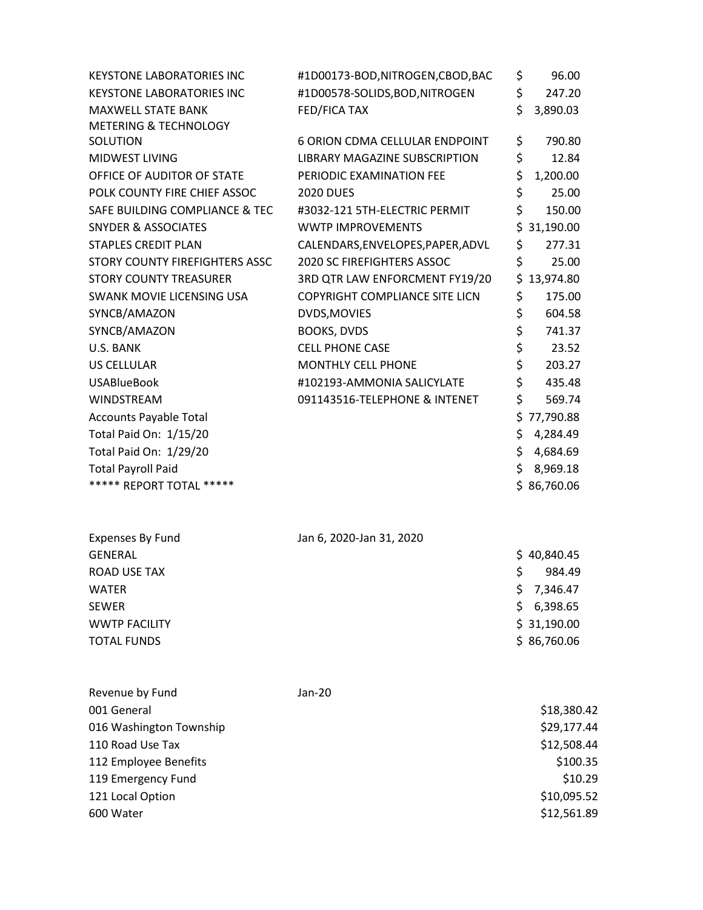| | | |
|---|---|---|
| KEYSTONE LABORATORIES INC | #1D00173-BOD,NITROGEN,CBOD,BAC | $ 96.00 |
| KEYSTONE LABORATORIES INC | #1D00578-SOLIDS,BOD,NITROGEN | $ 247.20 |
| MAXWELL STATE BANK | FED/FICA TAX | $ 3,890.03 |
| METERING & TECHNOLOGY SOLUTION | 6 ORION CDMA CELLULAR ENDPOINT | $ 790.80 |
| MIDWEST LIVING | LIBRARY MAGAZINE SUBSCRIPTION | $ 12.84 |
| OFFICE OF AUDITOR OF STATE | PERIODIC EXAMINATION FEE | $ 1,200.00 |
| POLK COUNTY FIRE CHIEF ASSOC | 2020 DUES | $ 25.00 |
| SAFE BUILDING COMPLIANCE & TEC | #3032-121 5TH-ELECTRIC PERMIT | $ 150.00 |
| SNYDER & ASSOCIATES | WWTP IMPROVEMENTS | $ 31,190.00 |
| STAPLES CREDIT PLAN | CALENDARS,ENVELOPES,PAPER,ADVL | $ 277.31 |
| STORY COUNTY FIREFIGHTERS ASSC | 2020 SC FIREFIGHTERS ASSOC | $ 25.00 |
| STORY COUNTY TREASURER | 3RD QTR LAW ENFORCMENT FY19/20 | $ 13,974.80 |
| SWANK MOVIE LICENSING USA | COPYRIGHT COMPLIANCE SITE LICN | $ 175.00 |
| SYNCB/AMAZON | DVDS,MOVIES | $ 604.58 |
| SYNCB/AMAZON | BOOKS, DVDS | $ 741.37 |
| U.S. BANK | CELL PHONE CASE | $ 23.52 |
| US CELLULAR | MONTHLY CELL PHONE | $ 203.27 |
| USABlueBook | #102193-AMMONIA SALICYLATE | $ 435.48 |
| WINDSTREAM | 091143516-TELEPHONE & INTENET | $ 569.74 |
| Accounts Payable Total | | $ 77,790.88 |
| Total Paid On: 1/15/20 | | $ 4,284.49 |
| Total Paid On: 1/29/20 | | $ 4,684.69 |
| Total Payroll Paid | | $ 8,969.18 |
| ***** REPORT TOTAL ***** | | $ 86,760.06 |

| Expenses By Fund | Jan 6, 2020-Jan 31, 2020 |
|---|---|
| GENERAL | $ 40,840.45 |
| ROAD USE TAX | $ 984.49 |
| WATER | $ 7,346.47 |
| SEWER | $ 6,398.65 |
| WWTP FACILITY | $ 31,190.00 |
| TOTAL FUNDS | $ 86,760.06 |

| Revenue by Fund | Jan-20 |
|---|---|
| 001 General | $18,380.42 |
| 016 Washington Township | $29,177.44 |
| 110 Road Use Tax | $12,508.44 |
| 112 Employee Benefits | $100.35 |
| 119 Emergency Fund | $10.29 |
| 121 Local Option | $10,095.52 |
| 600 Water | $12,561.89 |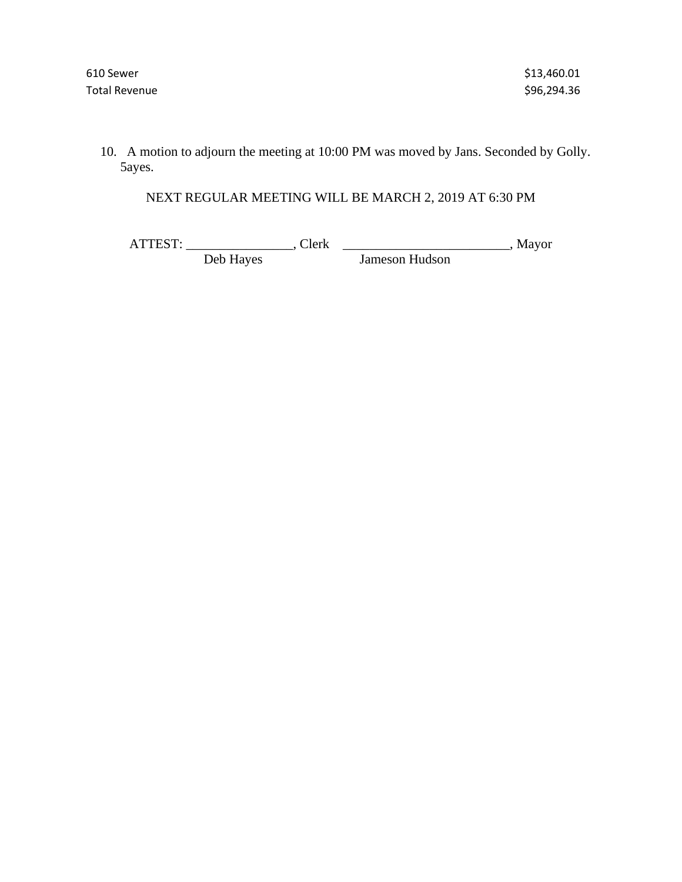| | |
|---|---|
| 610 Sewer | $13,460.01 |
| Total Revenue | $96,294.36 |

10. A motion to adjourn the meeting at 10:00 PM was moved by Jans. Seconded by Golly. 5ayes.

NEXT REGULAR MEETING WILL BE MARCH 2, 2019 AT 6:30 PM

ATTEST: ________________, Clerk    _________________________, Mayor
Deb Hayes                    Jameson Hudson